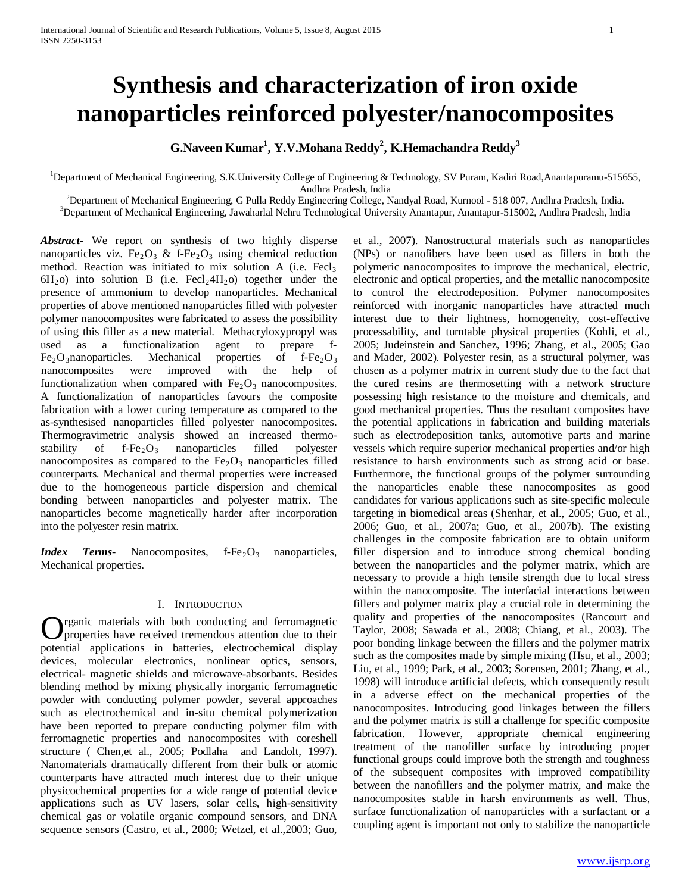# Synthesis and characterization of iron oxide nanoparticles reinforced polyester/nanocomposites

**G.Naveen Kumar[1], Y.V.Mohana Reddy[2], K.Hemachandra Reddy[3]**

[1]Department of Mechanical Engineering, S.K.University College of Engineering & Technology, SV Puram, Kadiri Road,Anantapuramu-515655, Andhra Pradesh, India

[2]Department of Mechanical Engineering, G Pulla Reddy Engineering College, Nandyal Road, Kurnool - 518 007, Andhra Pradesh, India.

[3]Department of Mechanical Engineering, Jawaharlal Nehru Technological University Anantapur, Anantapur-515002, Andhra Pradesh, India

***Abstract***- We report on synthesis of two highly disperse nanoparticles viz. $Fe_2O_3$ & f-$Fe_2O_3$ using chemical reduction method. Reaction was initiated to mix solution A (i.e. $Fecl_3$ $6H_2o$) into solution B (i.e. $Fecl_24H_2o$) together under the presence of ammonium to develop nanoparticles. Mechanical properties of above mentioned nanoparticles filled with polyester polymer nanocomposites were fabricated to assess the possibility of using this filler as a new material. Methacryloxypropyl was used as a functionalization agent to prepare f-$Fe_2O_3$nanoparticles. Mechanical properties of f-$Fe_2O_3$ nanocomposites were improved with the help of functionalization when compared with $Fe_2O_3$ nanocomposites. A functionalization of nanoparticles favours the composite fabrication with a lower curing temperature as compared to the as-synthesised nanoparticles filled polyester nanocomposites. Thermogravimetric analysis showed an increased thermo-stability of f-$Fe_2O_3$ nanoparticles filled polyester nanocomposites as compared to the $Fe_2O_3$ nanoparticles filled counterparts. Mechanical and thermal properties were increased due to the homogeneous particle dispersion and chemical bonding between nanoparticles and polyester matrix. The nanoparticles become magnetically harder after incorporation into the polyester resin matrix.

***Index Terms***- Nanocomposites, f-$Fe_2O_3$ nanoparticles, Mechanical properties.

## I. Introduction

Organic materials with both conducting and ferromagnetic properties have received tremendous attention due to their potential applications in batteries, electrochemical display devices, molecular electronics, nonlinear optics, sensors, electrical- magnetic shields and microwave-absorbants. Besides blending method by mixing physically inorganic ferromagnetic powder with conducting polymer powder, several approaches such as electrochemical and in-situ chemical polymerization have been reported to prepare conducting polymer film with ferromagnetic properties and nanocomposites with coreshell structure ( Chen,et al., 2005; Podlaha and Landolt, 1997). Nanomaterials dramatically different from their bulk or atomic counterparts have attracted much interest due to their unique physicochemical properties for a wide range of potential device applications such as UV lasers, solar cells, high-sensitivity chemical gas or volatile organic compound sensors, and DNA sequence sensors (Castro, et al., 2000; Wetzel, et al.,2003; Guo, et al., 2007). Nanostructural materials such as nanoparticles (NPs) or nanofibers have been used as fillers in both the polymeric nanocomposites to improve the mechanical, electric, electronic and optical properties, and the metallic nanocomposite to control the electrodeposition. Polymer nanocomposites reinforced with inorganic nanoparticles have attracted much interest due to their lightness, homogeneity, cost-effective processability, and turntable physical properties (Kohli, et al., 2005; Judeinstein and Sanchez, 1996; Zhang, et al., 2005; Gao and Mader, 2002). Polyester resin, as a structural polymer, was chosen as a polymer matrix in current study due to the fact that the cured resins are thermosetting with a network structure possessing high resistance to the moisture and chemicals, and good mechanical properties. Thus the resultant composites have the potential applications in fabrication and building materials such as electrodeposition tanks, automotive parts and marine vessels which require superior mechanical properties and/or high resistance to harsh environments such as strong acid or base. Furthermore, the functional groups of the polymer surrounding the nanoparticles enable these nanocomposites as good candidates for various applications such as site-specific molecule targeting in biomedical areas (Shenhar, et al., 2005; Guo, et al., 2006; Guo, et al., 2007a; Guo, et al., 2007b). The existing challenges in the composite fabrication are to obtain uniform filler dispersion and to introduce strong chemical bonding between the nanoparticles and the polymer matrix, which are necessary to provide a high tensile strength due to local stress within the nanocomposite. The interfacial interactions between fillers and polymer matrix play a crucial role in determining the quality and properties of the nanocomposites (Rancourt and Taylor, 2008; Sawada et al., 2008; Chiang, et al., 2003). The poor bonding linkage between the fillers and the polymer matrix such as the composites made by simple mixing (Hsu, et al., 2003; Liu, et al., 1999; Park, et al., 2003; Sorensen, 2001; Zhang, et al., 1998) will introduce artificial defects, which consequently result in a adverse effect on the mechanical properties of the nanocomposites. Introducing good linkages between the fillers and the polymer matrix is still a challenge for specific composite fabrication. However, appropriate chemical engineering treatment of the nanofiller surface by introducing proper functional groups could improve both the strength and toughness of the subsequent composites with improved compatibility between the nanofillers and the polymer matrix, and make the nanocomposites stable in harsh environments as well. Thus, surface functionalization of nanoparticles with a surfactant or a coupling agent is important not only to stabilize the nanoparticle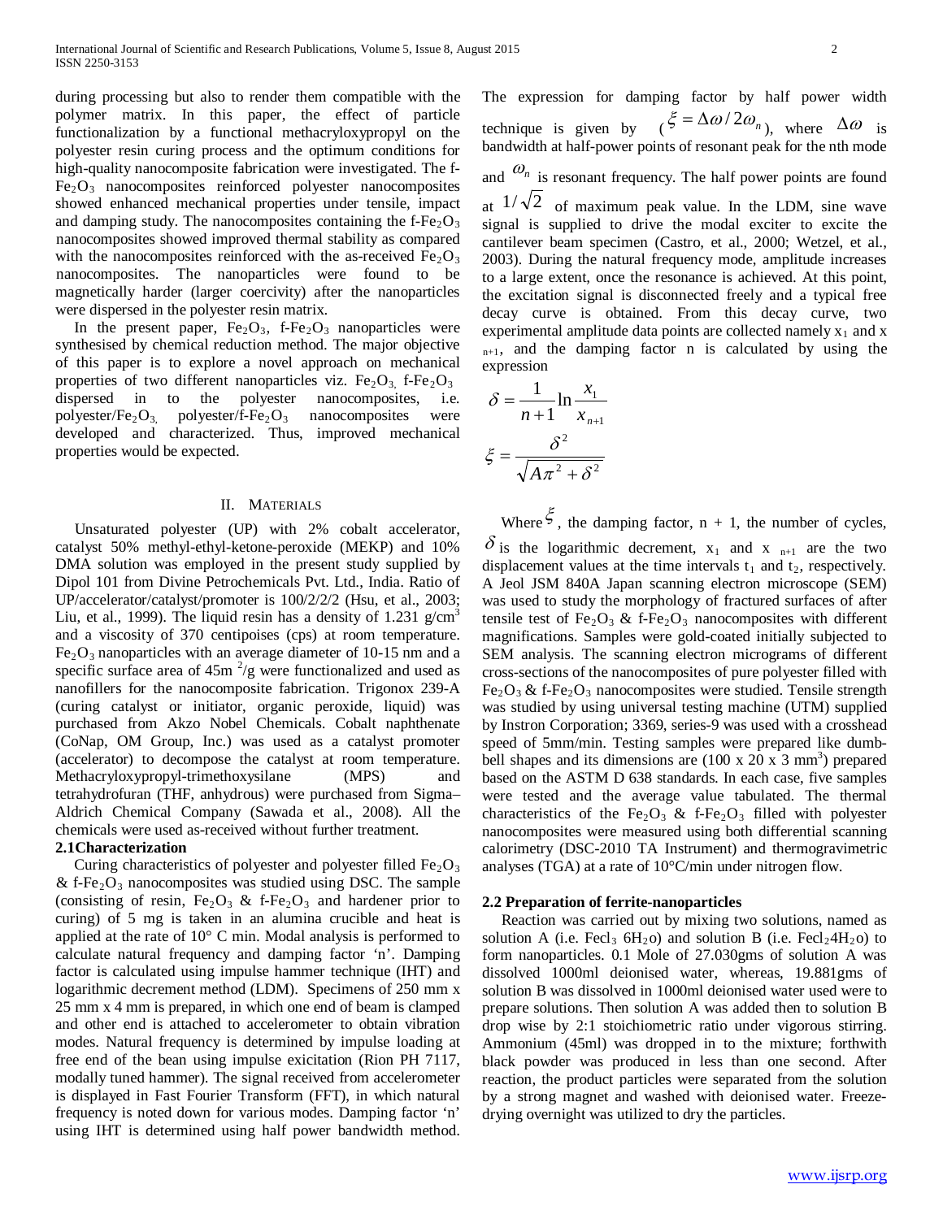during processing but also to render them compatible with the polymer matrix. In this paper, the effect of particle functionalization by a functional methacryloxypropyl on the polyester resin curing process and the optimum conditions for high-quality nanocomposite fabrication were investigated. The f-$Fe_2O_3$ nanocomposites reinforced polyester nanocomposites showed enhanced mechanical properties under tensile, impact and damping study. The nanocomposites containing the f-$Fe_2O_3$ nanocomposites showed improved thermal stability as compared with the nanocomposites reinforced with the as-received $Fe_2O_3$ nanocomposites. The nanoparticles were found to be magnetically harder (larger coercivity) after the nanoparticles were dispersed in the polyester resin matrix.

In the present paper, $Fe_2O_3$, f-$Fe_2O_3$ nanoparticles were synthesised by chemical reduction method. The major objective of this paper is to explore a novel approach on mechanical properties of two different nanoparticles viz. $Fe_2O_3$, f-$Fe_2O_3$ dispersed in to the polyester nanocomposites, i.e. polyester/$Fe_2O_3$, polyester/f-$Fe_2O_3$ nanocomposites were developed and characterized. Thus, improved mechanical properties would be expected.

## II. Materials

Unsaturated polyester (UP) with 2% cobalt accelerator, catalyst 50% methyl-ethyl-ketone-peroxide (MEKP) and 10% DMA solution was employed in the present study supplied by Dipol 101 from Divine Petrochemicals Pvt. Ltd., India. Ratio of UP/accelerator/catalyst/promoter is 100/2/2/2 (Hsu, et al., 2003; Liu, et al., 1999). The liquid resin has a density of 1.231 g/cm$^3$ and a viscosity of 370 centipoises (cps) at room temperature. $Fe_2O_3$ nanoparticles with an average diameter of 10-15 nm and a specific surface area of 45m $^2$/g were functionalized and used as nanofillers for the nanocomposite fabrication. Trigonox 239-A (curing catalyst or initiator, organic peroxide, liquid) was purchased from Akzo Nobel Chemicals. Cobalt naphthenate (CoNap, OM Group, Inc.) was used as a catalyst promoter (accelerator) to decompose the catalyst at room temperature. Methacryloxypropyl-trimethoxysilane (MPS) and tetrahydrofuran (THF, anhydrous) were purchased from Sigma–Aldrich Chemical Company (Sawada et al., 2008). All the chemicals were used as-received without further treatment.

### 2.1Characterization

Curing characteristics of polyester and polyester filled $Fe_2O_3$ & f-$Fe_2O_3$ nanocomposites was studied using DSC. The sample (consisting of resin, $Fe_2O_3$ & f-$Fe_2O_3$ and hardener prior to curing) of 5 mg is taken in an alumina crucible and heat is applied at the rate of 10° C min. Modal analysis is performed to calculate natural frequency and damping factor 'n'. Damping factor is calculated using impulse hammer technique (IHT) and logarithmic decrement method (LDM). Specimens of 250 mm x 25 mm x 4 mm is prepared, in which one end of beam is clamped and other end is attached to accelerometer to obtain vibration modes. Natural frequency is determined by impulse loading at free end of the bean using impulse exicitation (Rion PH 7117, modally tuned hammer). The signal received from accelerometer is displayed in Fast Fourier Transform (FFT), in which natural frequency is noted down for various modes. Damping factor 'n' using IHT is determined using half power bandwidth method. The expression for damping factor by half power width technique is given by ($\xi = \Delta\omega / 2\omega_n$), where $\Delta\omega$ is bandwidth at half-power points of resonant peak for the nth mode and $\omega_n$ is resonant frequency. The half power points are found at $1/\sqrt{2}$ of maximum peak value. In the LDM, sine wave signal is supplied to drive the modal exciter to excite the cantilever beam specimen (Castro, et al., 2000; Wetzel, et al., 2003). During the natural frequency mode, amplitude increases to a large extent, once the resonance is achieved. At this point, the excitation signal is disconnected freely and a typical free decay curve is obtained. From this decay curve, two experimental amplitude data points are collected namely $x_1$ and $x_{n+1}$, and the damping factor n is calculated by using the expression

$$\delta = \frac{1}{n+1} \ln \frac{x_1}{x_{n+1}}$$

$$\xi = \frac{\delta^2}{\sqrt{A\pi^2 + \delta^2}}$$

Where $\xi$, the damping factor, n + 1, the number of cycles, $\delta$ is the logarithmic decrement, $x_1$ and $x_{n+1}$ are the two displacement values at the time intervals $t_1$ and $t_2$, respectively. A Jeol JSM 840A Japan scanning electron microscope (SEM) was used to study the morphology of fractured surfaces of after tensile test of $Fe_2O_3$ & f-$Fe_2O_3$ nanocomposites with different magnifications. Samples were gold-coated initially subjected to SEM analysis. The scanning electron micrograms of different cross-sections of the nanocomposites of pure polyester filled with $Fe_2O_3$ & f-$Fe_2O_3$ nanocomposites were studied. Tensile strength was studied by using universal testing machine (UTM) supplied by Instron Corporation; 3369, series-9 was used with a crosshead speed of 5mm/min. Testing samples were prepared like dumb-bell shapes and its dimensions are (100 x 20 x 3 mm$^3$) prepared based on the ASTM D 638 standards. In each case, five samples were tested and the average value tabulated. The thermal characteristics of the $Fe_2O_3$ & f-$Fe_2O_3$ filled with polyester nanocomposites were measured using both differential scanning calorimetry (DSC-2010 TA Instrument) and thermogravimetric analyses (TGA) at a rate of 10°C/min under nitrogen flow.

### 2.2 Preparation of ferrite-nanoparticles

Reaction was carried out by mixing two solutions, named as solution A (i.e. $FeCl_3\ 6H_2O$) and solution B (i.e. $FeCl_2 4H_2O$) to form nanoparticles. 0.1 Mole of 27.030gms of solution A was dissolved 1000ml deionised water, whereas, 19.881gms of solution B was dissolved in 1000ml deionised water used were to prepare solutions. Then solution A was added then to solution B drop wise by 2:1 stoichiometric ratio under vigorous stirring. Ammonium (45ml) was dropped in to the mixture; forthwith black powder was produced in less than one second. After reaction, the product particles were separated from the solution by a strong magnet and washed with deionised water. Freeze-drying overnight was utilized to dry the particles.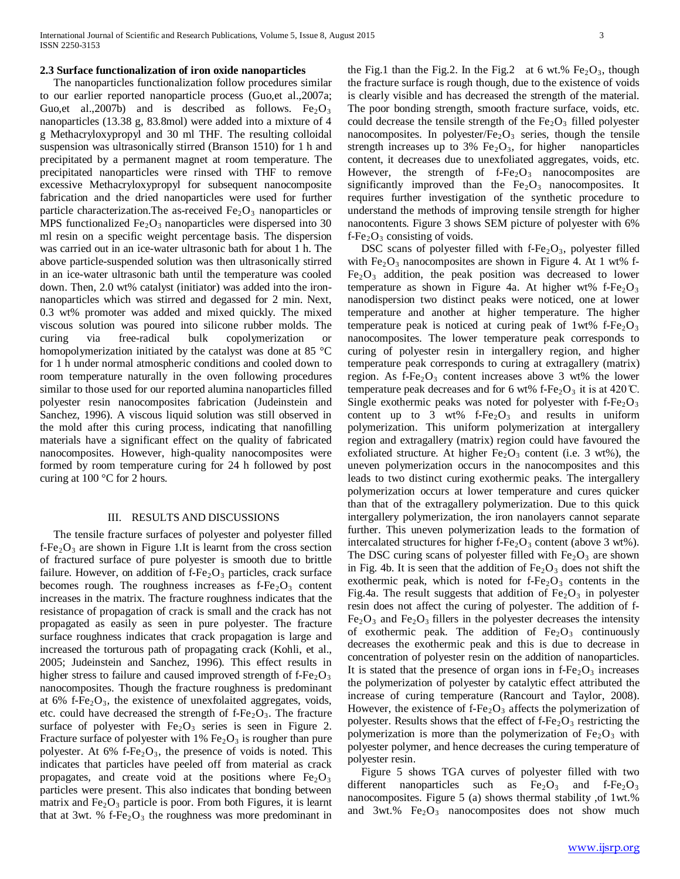### 2.3 Surface functionalization of iron oxide nanoparticles

The nanoparticles functionalization follow procedures similar to our earlier reported nanoparticle process (Guo,et al.,2007a; Guo,et al.,2007b) and is described as follows. $Fe_2O_3$ nanoparticles (13.38 g, 83.8mol) were added into a mixture of 4 g Methacryloxypropyl and 30 ml THF. The resulting colloidal suspension was ultrasonically stirred (Branson 1510) for 1 h and precipitated by a permanent magnet at room temperature. The precipitated nanoparticles were rinsed with THF to remove excessive Methacryloxypropyl for subsequent nanocomposite fabrication and the dried nanoparticles were used for further particle characterization.The as-received $Fe_2O_3$ nanoparticles or MPS functionalized $Fe_2O_3$ nanoparticles were dispersed into 30 ml resin on a specific weight percentage basis. The dispersion was carried out in an ice-water ultrasonic bath for about 1 h. The above particle-suspended solution was then ultrasonically stirred in an ice-water ultrasonic bath until the temperature was cooled down. Then, 2.0 wt% catalyst (initiator) was added into the iron-nanoparticles which was stirred and degassed for 2 min. Next, 0.3 wt% promoter was added and mixed quickly. The mixed viscous solution was poured into silicone rubber molds. The curing via free-radical bulk copolymerization or homopolymerization initiated by the catalyst was done at 85 °C for 1 h under normal atmospheric conditions and cooled down to room temperature naturally in the oven following procedures similar to those used for our reported alumina nanoparticles filled polyester resin nanocomposites fabrication (Judeinstein and Sanchez, 1996). A viscous liquid solution was still observed in the mold after this curing process, indicating that nanofilling materials have a significant effect on the quality of fabricated nanocomposites. However, high-quality nanocomposites were formed by room temperature curing for 24 h followed by post curing at 100 °C for 2 hours.

## III. RESULTS AND DISCUSSIONS

The tensile fracture surfaces of polyester and polyester filled f-$Fe_2O_3$ are shown in Figure 1.It is learnt from the cross section of fractured surface of pure polyester is smooth due to brittle failure. However, on addition of f-$Fe_2O_3$ particles, crack surface becomes rough. The roughness increases as f-$Fe_2O_3$ content increases in the matrix. The fracture roughness indicates that the resistance of propagation of crack is small and the crack has not propagated as easily as seen in pure polyester. The fracture surface roughness indicates that crack propagation is large and increased the torturous path of propagating crack (Kohli, et al., 2005; Judeinstein and Sanchez, 1996). This effect results in higher stress to failure and caused improved strength of f-$Fe_2O_3$ nanocomposites. Though the fracture roughness is predominant at 6% f-$Fe_2O_3$, the existence of unexfolaited aggregates, voids, etc. could have decreased the strength of f-$Fe_2O_3$. The fracture surface of polyester with $Fe_2O_3$ series is seen in Figure 2. Fracture surface of polyester with 1% $Fe_2O_3$ is rougher than pure polyester. At 6% f-$Fe_2O_3$, the presence of voids is noted. This indicates that particles have peeled off from material as crack propagates, and create void at the positions where $Fe_2O_3$ particles were present. This also indicates that bonding between matrix and $Fe_2O_3$ particle is poor. From both Figures, it is learnt that at 3wt. % f-$Fe_2O_3$ the roughness was more predominant in the Fig.1 than the Fig.2. In the Fig.2 at 6 wt.% $Fe_2O_3$, though the fracture surface is rough though, due to the existence of voids is clearly visible and has decreased the strength of the material. The poor bonding strength, smooth fracture surface, voids, etc. could decrease the tensile strength of the $Fe_2O_3$ filled polyester nanocomposites. In polyester/$Fe_2O_3$ series, though the tensile strength increases up to 3% $Fe_2O_3$, for higher nanoparticles content, it decreases due to unexfoliated aggregates, voids, etc. However, the strength of f-$Fe_2O_3$ nanocomposites are significantly improved than the $Fe_2O_3$ nanocomposites. It requires further investigation of the synthetic procedure to understand the methods of improving tensile strength for higher nanocontents. Figure 3 shows SEM picture of polyester with 6% f-$Fe_2O_3$ consisting of voids.

DSC scans of polyester filled with f-$Fe_2O_3$, polyester filled with $Fe_2O_3$ nanocomposites are shown in Figure 4. At 1 wt% f-$Fe_2O_3$ addition, the peak position was decreased to lower temperature as shown in Figure 4a. At higher wt% f-$Fe_2O_3$ nanodispersion two distinct peaks were noticed, one at lower temperature and another at higher temperature. The higher temperature peak is noticed at curing peak of 1wt% f-$Fe_2O_3$ nanocomposites. The lower temperature peak corresponds to curing of polyester resin in intergallery region, and higher temperature peak corresponds to curing at extragallery (matrix) region. As f-$Fe_2O_3$ content increases above 3 wt% the lower temperature peak decreases and for 6 wt% f-$Fe_2O_3$ it is at 420℃. Single exothermic peaks was noted for polyester with f-$Fe_2O_3$ content up to 3 wt% f-$Fe_2O_3$ and results in uniform polymerization. This uniform polymerization at intergallery region and extragallery (matrix) region could have favoured the exfoliated structure. At higher $Fe_2O_3$ content (i.e. 3 wt%), the uneven polymerization occurs in the nanocomposites and this leads to two distinct curing exothermic peaks. The intergallery polymerization occurs at lower temperature and cures quicker than that of the extragallery polymerization. Due to this quick intergallery polymerization, the iron nanolayers cannot separate further. This uneven polymerization leads to the formation of intercalated structures for higher f-$Fe_2O_3$ content (above 3 wt%). The DSC curing scans of polyester filled with $Fe_2O_3$ are shown in Fig. 4b. It is seen that the addition of $Fe_2O_3$ does not shift the exothermic peak, which is noted for f-$Fe_2O_3$ contents in the Fig.4a. The result suggests that addition of $Fe_2O_3$ in polyester resin does not affect the curing of polyester. The addition of f-$Fe_2O_3$ and $Fe_2O_3$ fillers in the polyester decreases the intensity of exothermic peak. The addition of $Fe_2O_3$ continuously decreases the exothermic peak and this is due to decrease in concentration of polyester resin on the addition of nanoparticles. It is stated that the presence of organ ions in f-$Fe_2O_3$ increases the polymerization of polyester by catalytic effect attributed the increase of curing temperature (Rancourt and Taylor, 2008). However, the existence of f-$Fe_2O_3$ affects the polymerization of polyester. Results shows that the effect of f-$Fe_2O_3$ restricting the polymerization is more than the polymerization of $Fe_2O_3$ with polyester polymer, and hence decreases the curing temperature of polyester resin.

Figure 5 shows TGA curves of polyester filled with two different nanoparticles such as $Fe_2O_3$ and f-$Fe_2O_3$ nanocomposites. Figure 5 (a) shows thermal stability ,of 1wt.% and 3wt.% $Fe_2O_3$ nanocomposites does not show much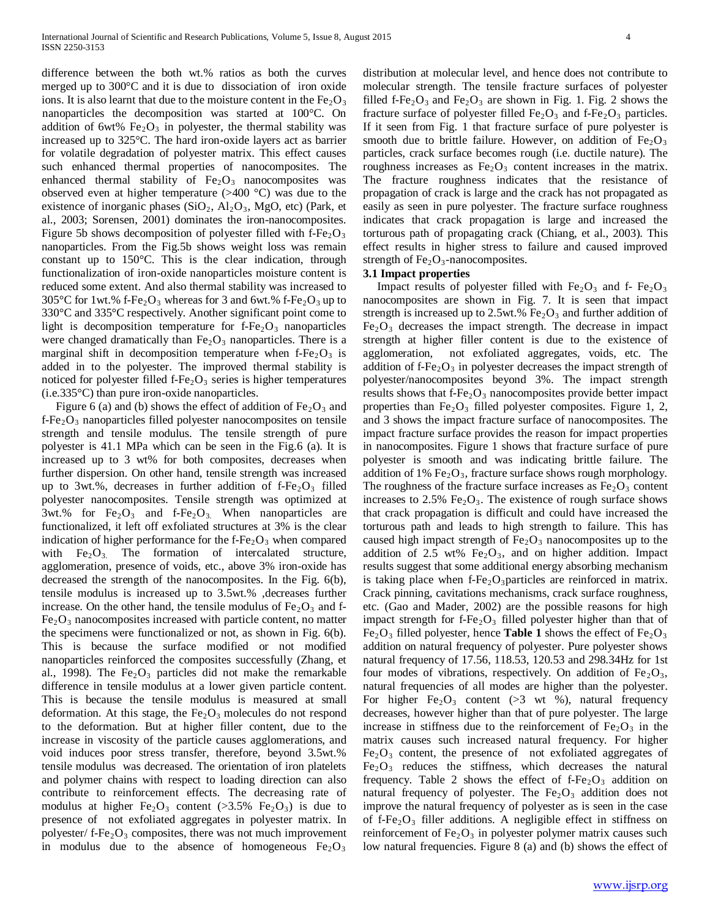difference between the both wt.% ratios as both the curves merged up to 300°C and it is due to dissociation of iron oxide ions. It is also learnt that due to the moisture content in the $Fe_2O_3$ nanoparticles the decomposition was started at 100°C. On addition of 6wt% $Fe_2O_3$ in polyester, the thermal stability was increased up to 325°C. The hard iron-oxide layers act as barrier for volatile degradation of polyester matrix. This effect causes such enhanced thermal properties of nanocomposites. The enhanced thermal stability of $Fe_2O_3$ nanocomposites was observed even at higher temperature (>400 °C) was due to the existence of inorganic phases ($SiO_2$, $Al_2O_3$, MgO, etc) (Park, et al., 2003; Sorensen, 2001) dominates the iron-nanocomposites. Figure 5b shows decomposition of polyester filled with f-$Fe_2O_3$ nanoparticles. From the Fig.5b shows weight loss was remain constant up to 150°C. This is the clear indication, through functionalization of iron-oxide nanoparticles moisture content is reduced some extent. And also thermal stability was increased to 305°C for 1wt.% f-$Fe_2O_3$ whereas for 3 and 6wt.% f-$Fe_2O_3$ up to 330°C and 335°C respectively. Another significant point come to light is decomposition temperature for f-$Fe_2O_3$ nanoparticles were changed dramatically than $Fe_2O_3$ nanoparticles. There is a marginal shift in decomposition temperature when f-$Fe_2O_3$ is added in to the polyester. The improved thermal stability is noticed for polyester filled f-$Fe_2O_3$ series is higher temperatures (i.e.335°C) than pure iron-oxide nanoparticles.

Figure 6 (a) and (b) shows the effect of addition of $Fe_2O_3$ and f-$Fe_2O_3$ nanoparticles filled polyester nanocomposites on tensile strength and tensile modulus. The tensile strength of pure polyester is 41.1 MPa which can be seen in the Fig.6 (a). It is increased up to 3 wt% for both composites, decreases when further dispersion. On other hand, tensile strength was increased up to 3wt.%, decreases in further addition of f-$Fe_2O_3$ filled polyester nanocomposites. Tensile strength was optimized at 3wt.% for $Fe_2O_3$ and f-$Fe_2O_3$. When nanoparticles are functionalized, it left off exfoliated structures at 3% is the clear indication of higher performance for the f-$Fe_2O_3$ when compared with $Fe_2O_3$. The formation of intercalated structure, agglomeration, presence of voids, etc., above 3% iron-oxide has decreased the strength of the nanocomposites. In the Fig. 6(b), tensile modulus is increased up to 3.5wt.% ,decreases further increase. On the other hand, the tensile modulus of $Fe_2O_3$ and f-$Fe_2O_3$ nanocomposites increased with particle content, no matter the specimens were functionalized or not, as shown in Fig. 6(b). This is because the surface modified or not modified nanoparticles reinforced the composites successfully (Zhang, et al., 1998). The $Fe_2O_3$ particles did not make the remarkable difference in tensile modulus at a lower given particle content. This is because the tensile modulus is measured at small deformation. At this stage, the $Fe_2O_3$ molecules do not respond to the deformation. But at higher filler content, due to the increase in viscosity of the particle causes agglomerations, and void induces poor stress transfer, therefore, beyond 3.5wt.% tensile modulus was decreased. The orientation of iron platelets and polymer chains with respect to loading direction can also contribute to reinforcement effects. The decreasing rate of modulus at higher $Fe_2O_3$ content (>3.5% $Fe_2O_3$) is due to presence of not exfoliated aggregates in polyester matrix. In polyester/ f-$Fe_2O_3$ composites, there was not much improvement in modulus due to the absence of homogeneous $Fe_2O_3$ distribution at molecular level, and hence does not contribute to molecular strength. The tensile fracture surfaces of polyester filled f-$Fe_2O_3$ and $Fe_2O_3$ are shown in Fig. 1. Fig. 2 shows the fracture surface of polyester filled $Fe_2O_3$ and f-$Fe_2O_3$ particles. If it seen from Fig. 1 that fracture surface of pure polyester is smooth due to brittle failure. However, on addition of $Fe_2O_3$ particles, crack surface becomes rough (i.e. ductile nature). The roughness increases as $Fe_2O_3$ content increases in the matrix. The fracture roughness indicates that the resistance of propagation of crack is large and the crack has not propagated as easily as seen in pure polyester. The fracture surface roughness indicates that crack propagation is large and increased the torturous path of propagating crack (Chiang, et al., 2003). This effect results in higher stress to failure and caused improved strength of $Fe_2O_3$-nanocomposites.

### 3.1 Impact properties

Impact results of polyester filled with $Fe_2O_3$ and f- $Fe_2O_3$ nanocomposites are shown in Fig. 7. It is seen that impact strength is increased up to 2.5wt.% $Fe_2O_3$ and further addition of $Fe_2O_3$ decreases the impact strength. The decrease in impact strength at higher filler content is due to the existence of agglomeration, not exfoliated aggregates, voids, etc. The addition of f-$Fe_2O_3$ in polyester decreases the impact strength of polyester/nanocomposites beyond 3%. The impact strength results shows that f-$Fe_2O_3$ nanocomposites provide better impact properties than $Fe_2O_3$ filled polyester composites. Figure 1, 2, and 3 shows the impact fracture surface of nanocomposites. The impact fracture surface provides the reason for impact properties in nanocomposites. Figure 1 shows that fracture surface of pure polyester is smooth and was indicating brittle failure. The addition of 1% $Fe_2O_3$, fracture surface shows rough morphology. The roughness of the fracture surface increases as $Fe_2O_3$ content increases to 2.5% $Fe_2O_3$. The existence of rough surface shows that crack propagation is difficult and could have increased the torturous path and leads to high strength to failure. This has caused high impact strength of $Fe_2O_3$ nanocomposites up to the addition of 2.5 wt% $Fe_2O_3$, and on higher addition. Impact results suggest that some additional energy absorbing mechanism is taking place when f-$Fe_2O_3$particles are reinforced in matrix. Crack pinning, cavitations mechanisms, crack surface roughness, etc. (Gao and Mader, 2002) are the possible reasons for high impact strength for f-$Fe_2O_3$ filled polyester higher than that of $Fe_2O_3$ filled polyester, hence **Table 1** shows the effect of $Fe_2O_3$ addition on natural frequency of polyester. Pure polyester shows natural frequency of 17.56, 118.53, 120.53 and 298.34Hz for 1st four modes of vibrations, respectively. On addition of $Fe_2O_3$, natural frequencies of all modes are higher than the polyester. For higher $Fe_2O_3$ content (>3 wt %), natural frequency decreases, however higher than that of pure polyester. The large increase in stiffness due to the reinforcement of $Fe_2O_3$ in the matrix causes such increased natural frequency. For higher $Fe_2O_3$ content, the presence of not exfoliated aggregates of $Fe_2O_3$ reduces the stiffness, which decreases the natural frequency. Table 2 shows the effect of f-$Fe_2O_3$ addition on natural frequency of polyester. The $Fe_2O_3$ addition does not improve the natural frequency of polyester as is seen in the case of f-$Fe_2O_3$ filler additions. A negligible effect in stiffness on reinforcement of $Fe_2O_3$ in polyester polymer matrix causes such low natural frequencies. Figure 8 (a) and (b) shows the effect of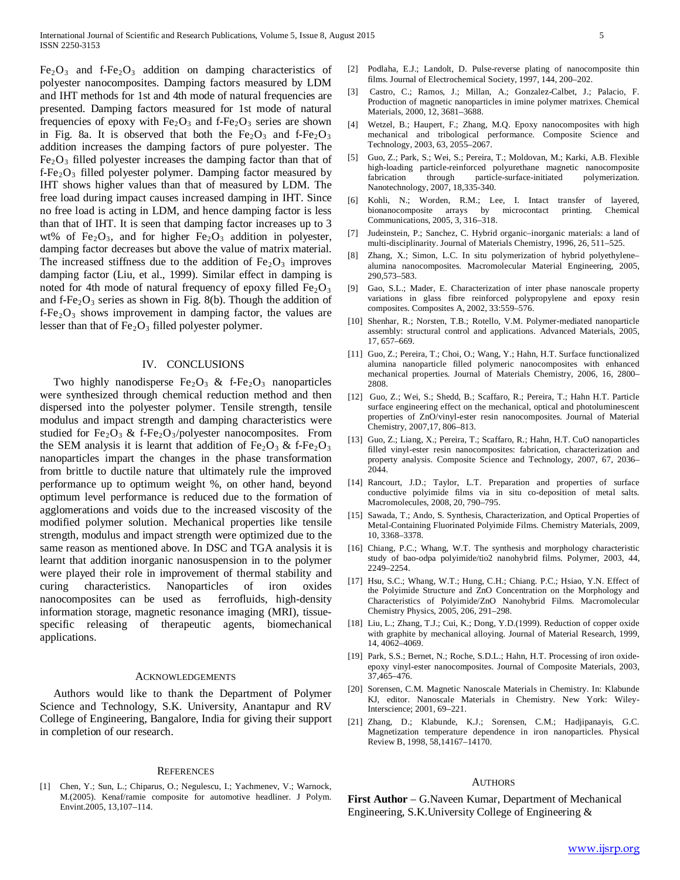$Fe_2O_3$ and f-$Fe_2O_3$ addition on damping characteristics of polyester nanocomposites. Damping factors measured by LDM and IHT methods for 1st and 4th mode of natural frequencies are presented. Damping factors measured for 1st mode of natural frequencies of epoxy with $Fe_2O_3$ and f-$Fe_2O_3$ series are shown in Fig. 8a. It is observed that both the $Fe_2O_3$ and f-$Fe_2O_3$ addition increases the damping factors of pure polyester. The $Fe_2O_3$ filled polyester increases the damping factor than that of f-$Fe_2O_3$ filled polyester polymer. Damping factor measured by IHT shows higher values than that of measured by LDM. The free load during impact causes increased damping in IHT. Since no free load is acting in LDM, and hence damping factor is less than that of IHT. It is seen that damping factor increases up to 3 wt% of $Fe_2O_3$, and for higher $Fe_2O_3$ addition in polyester, damping factor decreases but above the value of matrix material. The increased stiffness due to the addition of $Fe_2O_3$ improves damping factor (Liu, et al., 1999). Similar effect in damping is noted for 4th mode of natural frequency of epoxy filled $Fe_2O_3$ and f-$Fe_2O_3$ series as shown in Fig. 8(b). Though the addition of f-$Fe_2O_3$ shows improvement in damping factor, the values are lesser than that of $Fe_2O_3$ filled polyester polymer.

## IV. CONCLUSIONS

Two highly nanodisperse $Fe_2O_3$ & f-$Fe_2O_3$ nanoparticles were synthesized through chemical reduction method and then dispersed into the polyester polymer. Tensile strength, tensile modulus and impact strength and damping characteristics were studied for $Fe_2O_3$ & f-$Fe_2O_3$/polyester nanocomposites. From the SEM analysis it is learnt that addition of $Fe_2O_3$ & f-$Fe_2O_3$ nanoparticles impart the changes in the phase transformation from brittle to ductile nature that ultimately rule the improved performance up to optimum weight %, on other hand, beyond optimum level performance is reduced due to the formation of agglomerations and voids due to the increased viscosity of the modified polymer solution. Mechanical properties like tensile strength, modulus and impact strength were optimized due to the same reason as mentioned above. In DSC and TGA analysis it is learnt that addition inorganic nanosuspension in to the polymer were played their role in improvement of thermal stability and curing characteristics. Nanoparticles of iron oxides nanocomposites can be used as ferrofluids, high-density information storage, magnetic resonance imaging (MRI), tissue-specific releasing of therapeutic agents, biomechanical applications.

## ACKNOWLEDGEMENTS

Authors would like to thank the Department of Polymer Science and Technology, S.K. University, Anantapur and RV College of Engineering, Bangalore, India for giving their support in completion of our research.

## REFERENCES

[1] Chen, Y.; Sun, L.; Chiparus, O.; Negulescu, I.; Yachmenev, V.; Warnock, M.(2005). Kenaf/ramie composite for automotive headliner. J Polym. Envint.2005, 13,107–114.

[2] Podlaha, E.J.; Landolt, D. Pulse-reverse plating of nanocomposite thin films. Journal of Electrochemical Society, 1997, 144, 200–202.

[3] Castro, C.; Ramos, J.; Millan, A.; Gonzalez-Calbet, J.; Palacio, F. Production of magnetic nanoparticles in imine polymer matrixes. Chemical Materials, 2000, 12, 3681–3688.

[4] Wetzel, B.; Haupert, F.; Zhang, M.Q. Epoxy nanocomposites with high mechanical and tribological performance. Composite Science and Technology, 2003, 63, 2055–2067.

[5] Guo, Z.; Park, S.; Wei, S.; Pereira, T.; Moldovan, M.; Karki, A.B. Flexible high-loading particle-reinforced polyurethane magnetic nanocomposite fabrication through particle-surface-initiated polymerization. Nanotechnology, 2007, 18,335-340.

[6] Kohli, N.; Worden, R.M.; Lee, I. Intact transfer of layered, bionanocomposite arrays by microcontact printing. Chemical Communications, 2005, 3, 316–318.

[7] Judeinstein, P.; Sanchez, C. Hybrid organic–inorganic materials: a land of multi-disciplinarity. Journal of Materials Chemistry, 1996, 26, 511–525.

[8] Zhang, X.; Simon, L.C. In situ polymerization of hybrid polyethylene–alumina nanocomposites. Macromolecular Material Engineering, 2005, 290,573–583.

[9] Gao, S.L.; Mader, E. Characterization of inter phase nanoscale property variations in glass fibre reinforced polypropylene and epoxy resin composites. Composites A, 2002, 33:559–576.

[10] Shenhar, R.; Norsten, T.B.; Rotello, V.M. Polymer-mediated nanoparticle assembly: structural control and applications. Advanced Materials, 2005, 17, 657–669.

[11] Guo, Z.; Pereira, T.; Choi, O.; Wang, Y.; Hahn, H.T. Surface functionalized alumina nanoparticle filled polymeric nanocomposites with enhanced mechanical properties. Journal of Materials Chemistry, 2006, 16, 2800–2808.

[12] Guo, Z.; Wei, S.; Shedd, B.; Scaffaro, R.; Pereira, T.; Hahn H.T. Particle surface engineering effect on the mechanical, optical and photoluminescent properties of ZnO/vinyl-ester resin nanocomposites. Journal of Material Chemistry, 2007,17, 806–813.

[13] Guo, Z.; Liang, X.; Pereira, T.; Scaffaro, R.; Hahn, H.T. CuO nanoparticles filled vinyl-ester resin nanocomposites: fabrication, characterization and property analysis. Composite Science and Technology, 2007, 67, 2036–2044.

[14] Rancourt, J.D.; Taylor, L.T. Preparation and properties of surface conductive polyimide films via in situ co-deposition of metal salts. Macromolecules, 2008, 20, 790–795.

[15] Sawada, T.; Ando, S. Synthesis, Characterization, and Optical Properties of Metal-Containing Fluorinated Polyimide Films. Chemistry Materials, 2009, 10, 3368–3378.

[16] Chiang, P.C.; Whang, W.T. The synthesis and morphology characteristic study of bao-odpa polyimide/tio2 nanohybrid films. Polymer, 2003, 44, 2249–2254.

[17] Hsu, S.C.; Whang, W.T.; Hung, C.H.; Chiang. P.C.; Hsiao, Y.N. Effect of the Polyimide Structure and ZnO Concentration on the Morphology and Characteristics of Polyimide/ZnO Nanohybrid Films. Macromolecular Chemistry Physics, 2005, 206, 291–298.

[18] Liu, L.; Zhang, T.J.; Cui, K.; Dong, Y.D.(1999). Reduction of copper oxide with graphite by mechanical alloying. Journal of Material Research, 1999, 14, 4062–4069.

[19] Park, S.S.; Bernet, N.; Roche, S.D.L.; Hahn, H.T. Processing of iron oxide-epoxy vinyl-ester nanocomposites. Journal of Composite Materials, 2003, 37,465–476.

[20] Sorensen, C.M. Magnetic Nanoscale Materials in Chemistry. In: Klabunde KJ, editor. Nanoscale Materials in Chemistry. New York: Wiley-Interscience; 2001, 69–221.

[21] Zhang, D.; Klabunde, K.J.; Sorensen, C.M.; Hadjipanayis, G.C. Magnetization temperature dependence in iron nanoparticles. Physical Review B, 1998, 58,14167–14170.

## AUTHORS

**First Author** – G.Naveen Kumar, Department of Mechanical Engineering, S.K.University College of Engineering &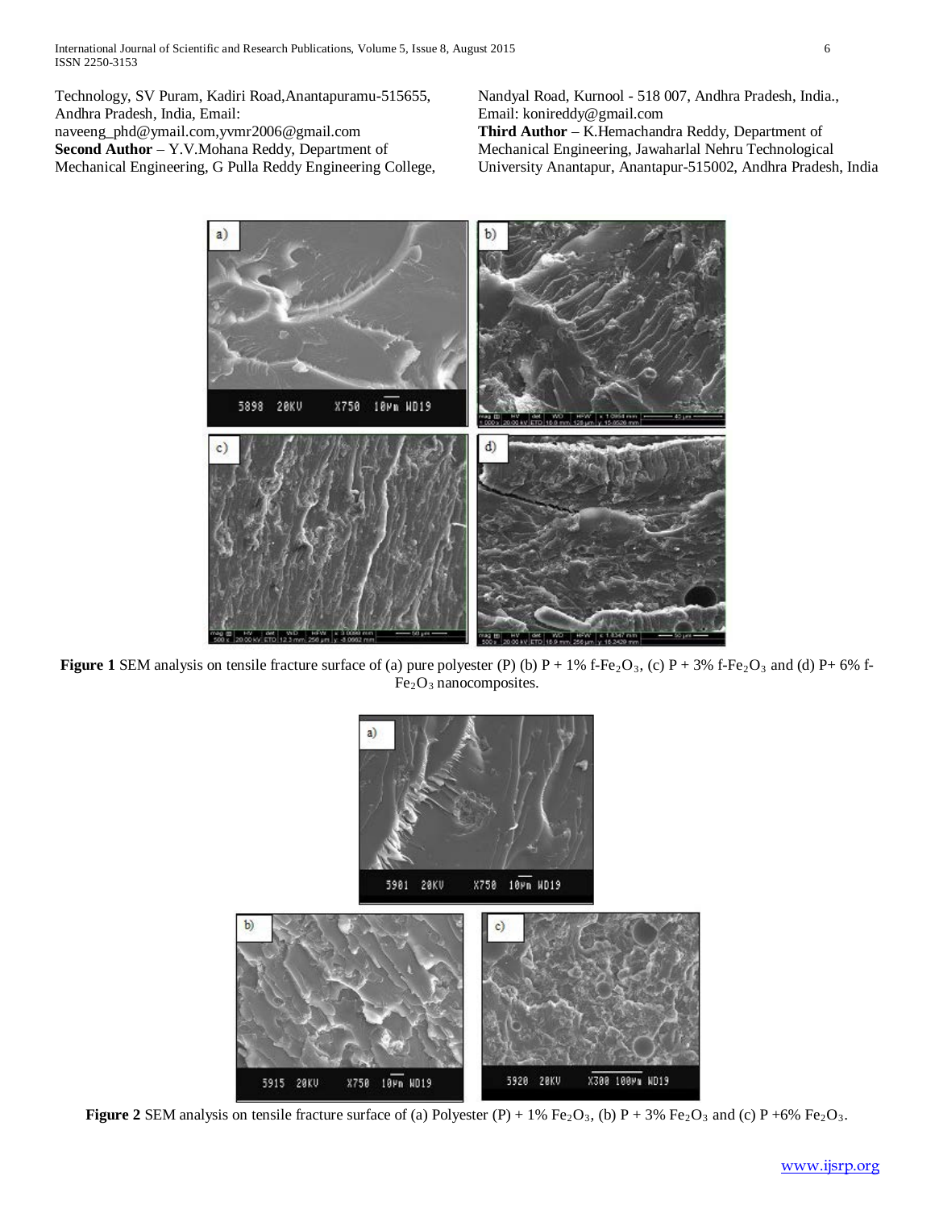Technology, SV Puram, Kadiri Road,Anantapuramu-515655, Andhra Pradesh, India, Email: naveeng_phd@ymail.com,yvmr2006@gmail.com

**Second Author** – Y.V.Mohana Reddy, Department of Mechanical Engineering, G Pulla Reddy Engineering College, Nandyal Road, Kurnool - 518 007, Andhra Pradesh, India., Email: konireddy@gmail.com

**Third Author** – K.Hemachandra Reddy, Department of Mechanical Engineering, Jawaharlal Nehru Technological University Anantapur, Anantapur-515002, Andhra Pradesh, India

**Figure 1** SEM analysis on tensile fracture surface of (a) pure polyester (P) (b) P + 1% f-$Fe_2O_3$, (c) P + 3% f-$Fe_2O_3$ and (d) P+ 6% f-$Fe_2O_3$ nanocomposites.

**Figure 2** SEM analysis on tensile fracture surface of (a) Polyester (P) + 1% $Fe_2O_3$, (b) P + 3% $Fe_2O_3$ and (c) P +6% $Fe_2O_3$.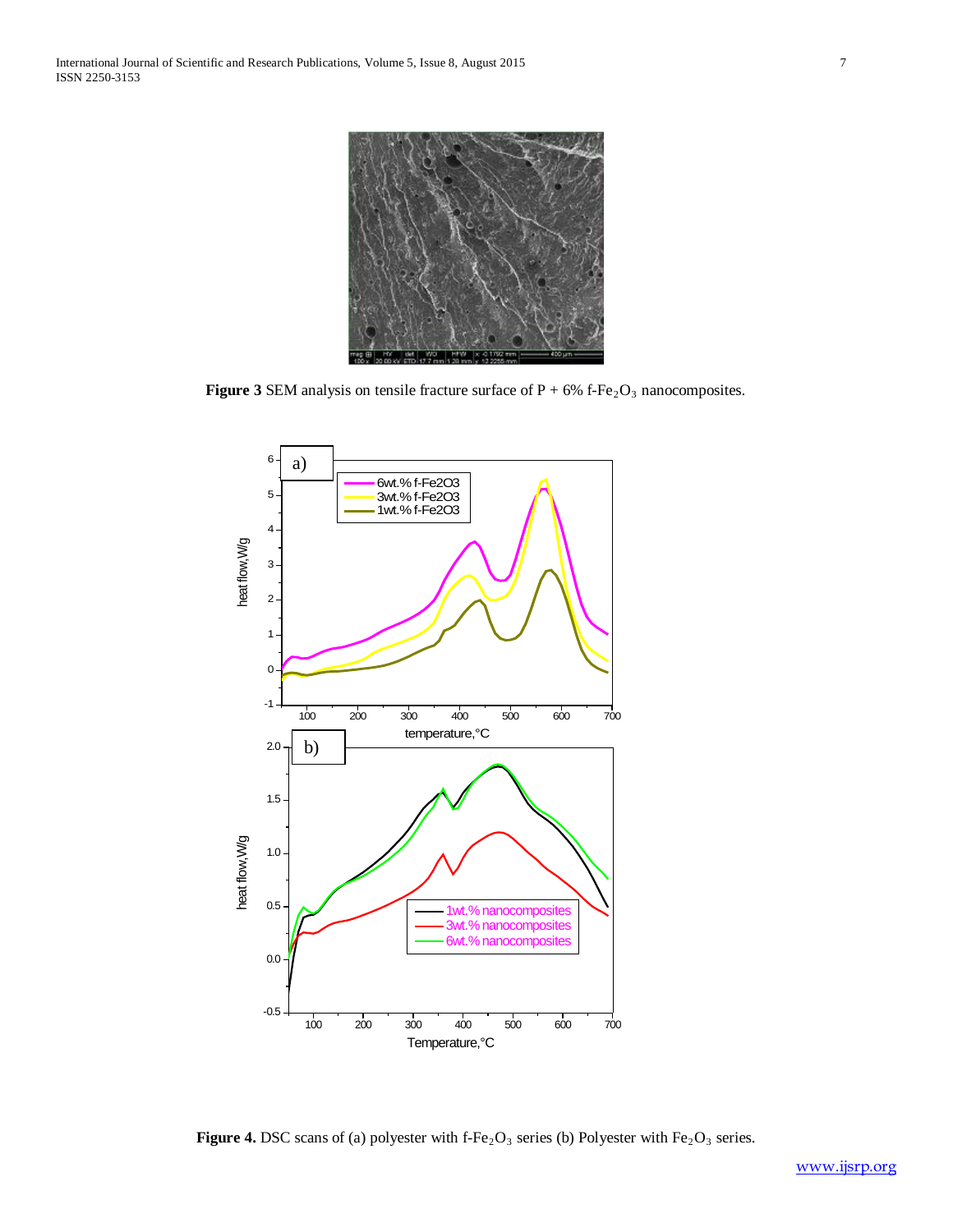**Figure 3** SEM analysis on tensile fracture surface of P + 6% f-$Fe_2O_3$ nanocomposites.

**Figure 4.** DSC scans of (a) polyester with f-$Fe_2O_3$ series (b) Polyester with $Fe_2O_3$ series.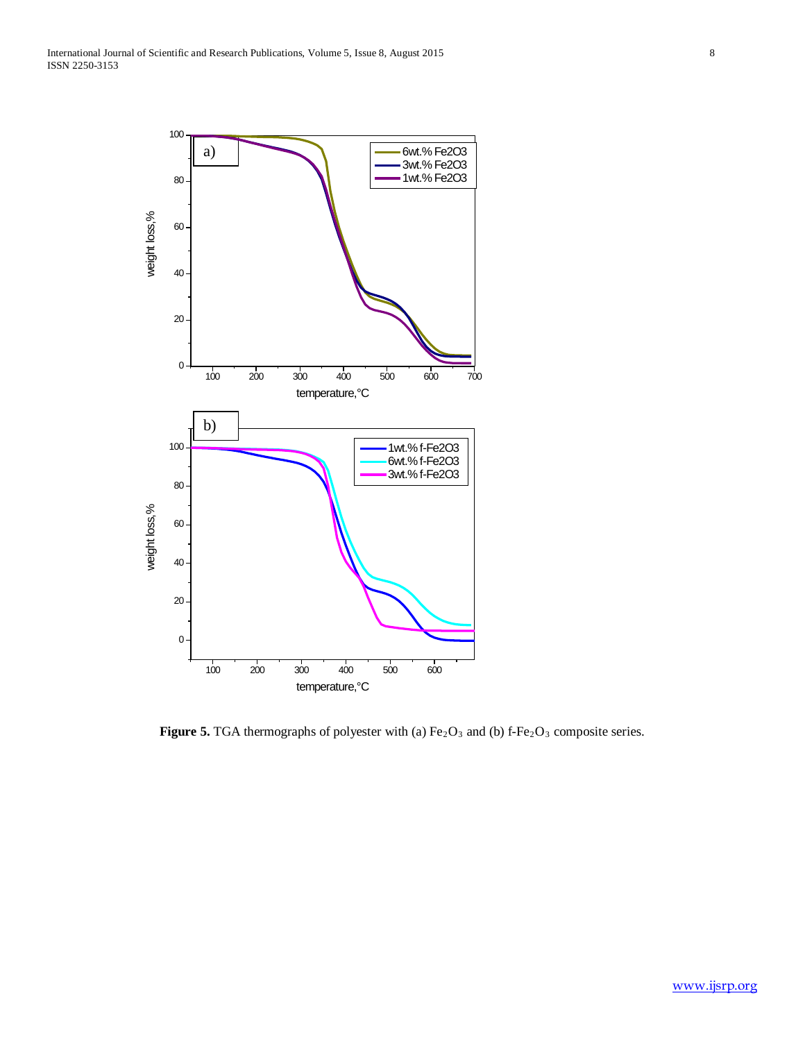**Figure 5.** TGA thermographs of polyester with (a) $Fe_2O_3$ and (b) f-$Fe_2O_3$ composite series.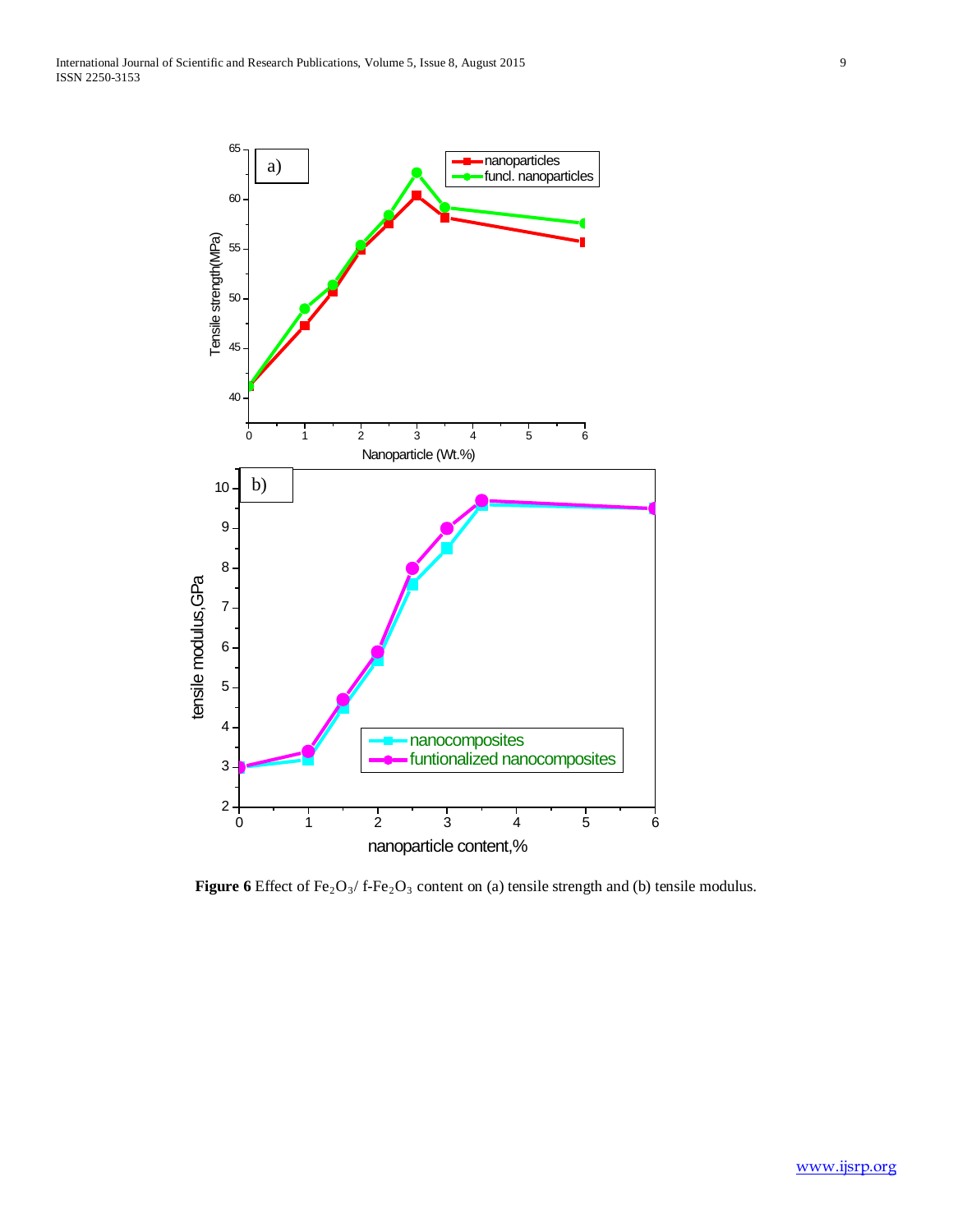**Figure 6** Effect of $Fe_2O_3$/ f-$Fe_2O_3$ content on (a) tensile strength and (b) tensile modulus.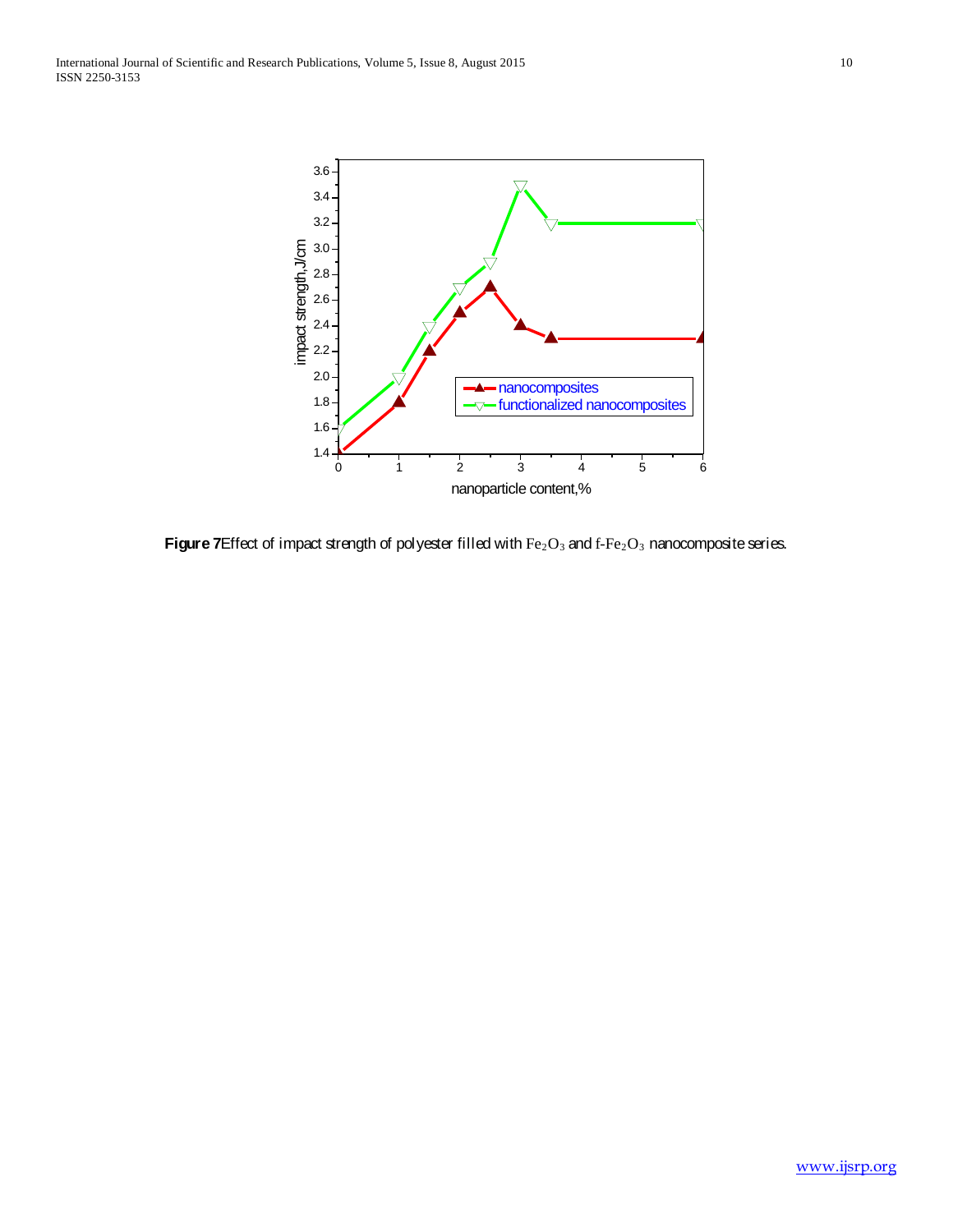**Figure 7**Effect of impact strength of polyester filled with $Fe_2O_3$ and f-$Fe_2O_3$ nanocomposite series.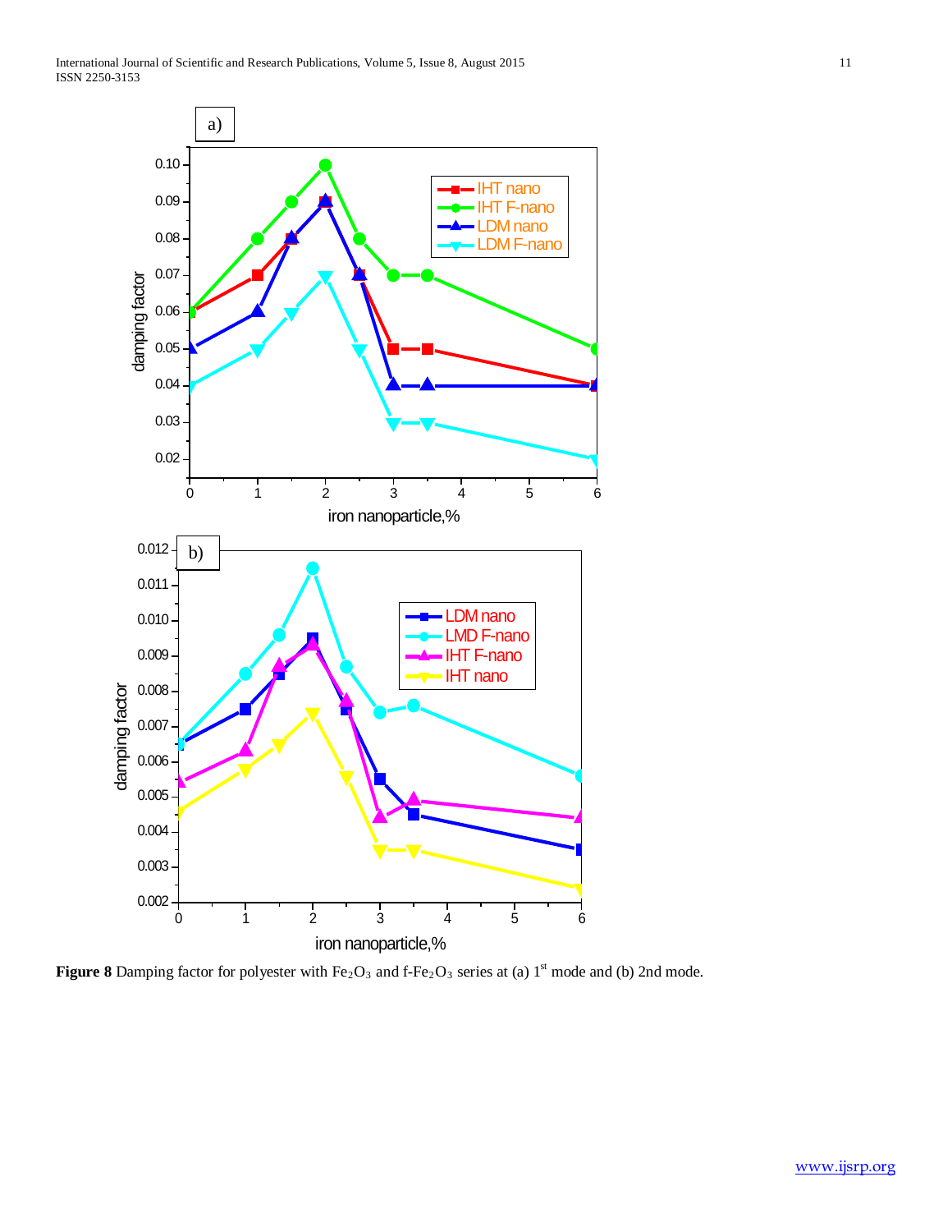**Figure 8** Damping factor for polyester with $Fe_2O_3$ and f-$Fe_2O_3$ series at (a) 1st mode and (b) 2nd mode.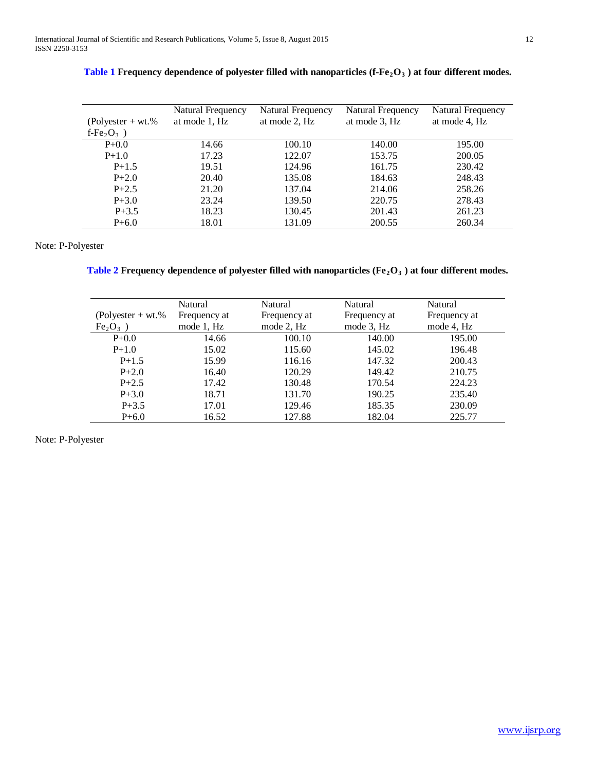**Table 1** **Frequency dependence of polyester filled with nanoparticles (f-$Fe_2O_3$ ) at four different modes.**

| (Polyester + wt.% f-$Fe_2O_3$ ) | Natural Frequency at mode 1, Hz | Natural Frequency at mode 2, Hz | Natural Frequency at mode 3, Hz | Natural Frequency at mode 4, Hz |
|---|---|---|---|---|
| P+0.0 | 14.66 | 100.10 | 140.00 | 195.00 |
| P+1.0 | 17.23 | 122.07 | 153.75 | 200.05 |
| P+1.5 | 19.51 | 124.96 | 161.75 | 230.42 |
| P+2.0 | 20.40 | 135.08 | 184.63 | 248.43 |
| P+2.5 | 21.20 | 137.04 | 214.06 | 258.26 |
| P+3.0 | 23.24 | 139.50 | 220.75 | 278.43 |
| P+3.5 | 18.23 | 130.45 | 201.43 | 261.23 |
| P+6.0 | 18.01 | 131.09 | 200.55 | 260.34 |

Note: P-Polyester

**Table 2** **Frequency dependence of polyester filled with nanoparticles ($Fe_2O_3$ ) at four different modes.**

| (Polyester + wt.% $Fe_2O_3$ ) | Natural Frequency at mode 1, Hz | Natural Frequency at mode 2, Hz | Natural Frequency at mode 3, Hz | Natural Frequency at mode 4, Hz |
|---|---|---|---|---|
| P+0.0 | 14.66 | 100.10 | 140.00 | 195.00 |
| P+1.0 | 15.02 | 115.60 | 145.02 | 196.48 |
| P+1.5 | 15.99 | 116.16 | 147.32 | 200.43 |
| P+2.0 | 16.40 | 120.29 | 149.42 | 210.75 |
| P+2.5 | 17.42 | 130.48 | 170.54 | 224.23 |
| P+3.0 | 18.71 | 131.70 | 190.25 | 235.40 |
| P+3.5 | 17.01 | 129.46 | 185.35 | 230.09 |
| P+6.0 | 16.52 | 127.88 | 182.04 | 225.77 |

Note: P-Polyester